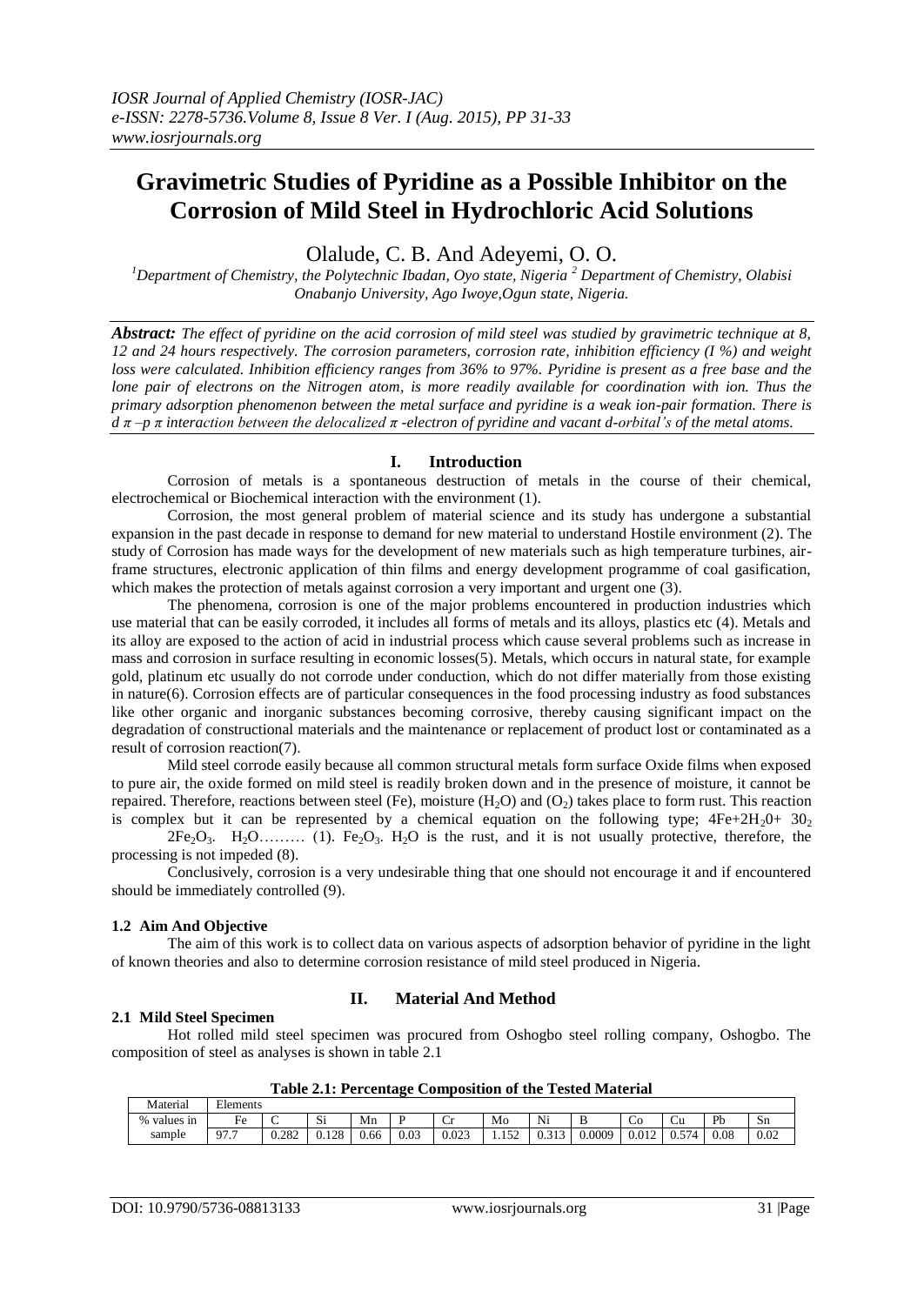# Gravimetric Studies of Pyridine as a Possible Inhibitor on the Corrosion of Mild Steel in Hydrochloric Acid Solutions

Olalude, C. B. And Adeyemi, O. O.

[1]Department of Chemistry, the Polytechnic Ibadan, Oyo state, Nigeria [2] Department of Chemistry, Olabisi Onabanjo University, Ago Iwoye,Ogun state, Nigeria.

***Abstract:*** *The effect of pyridine on the acid corrosion of mild steel was studied by gravimetric technique at 8, 12 and 24 hours respectively. The corrosion parameters, corrosion rate, inhibition efficiency (I %) and weight loss were calculated. Inhibition efficiency ranges from 36% to 97%. Pyridine is present as a free base and the lone pair of electrons on the Nitrogen atom, is more readily available for coordination with ion. Thus the primary adsorption phenomenon between the metal surface and pyridine is a weak ion-pair formation. There is d π –p π interaction between the delocalized π -electron of pyridine and vacant d-orbital's of the metal atoms.*

## I. Introduction

Corrosion of metals is a spontaneous destruction of metals in the course of their chemical, electrochemical or Biochemical interaction with the environment (1).

Corrosion, the most general problem of material science and its study has undergone a substantial expansion in the past decade in response to demand for new material to understand Hostile environment (2). The study of Corrosion has made ways for the development of new materials such as high temperature turbines, air-frame structures, electronic application of thin films and energy development programme of coal gasification, which makes the protection of metals against corrosion a very important and urgent one (3).

The phenomena, corrosion is one of the major problems encountered in production industries which use material that can be easily corroded, it includes all forms of metals and its alloys, plastics etc (4). Metals and its alloy are exposed to the action of acid in industrial process which cause several problems such as increase in mass and corrosion in surface resulting in economic losses(5). Metals, which occurs in natural state, for example gold, platinum etc usually do not corrode under conduction, which do not differ materially from those existing in nature(6). Corrosion effects are of particular consequences in the food processing industry as food substances like other organic and inorganic substances becoming corrosive, thereby causing significant impact on the degradation of constructional materials and the maintenance or replacement of product lost or contaminated as a result of corrosion reaction(7).

Mild steel corrode easily because all common structural metals form surface Oxide films when exposed to pure air, the oxide formed on mild steel is readily broken down and in the presence of moisture, it cannot be repaired. Therefore, reactions between steel (Fe), moisture ($H_2O$) and ($O_2$) takes place to form rust. This reaction is complex but it can be represented by a chemical equation on the following type; $4Fe+2H_2O+ 3O_2$ $2Fe_2O_3$. $H_2O$……… (1). $Fe_2O_3$. $H_2O$ is the rust, and it is not usually protective, therefore, the processing is not impeded (8).

Conclusively, corrosion is a very undesirable thing that one should not encourage it and if encountered should be immediately controlled (9).

### 1.2 Aim And Objective

The aim of this work is to collect data on various aspects of adsorption behavior of pyridine in the light of known theories and also to determine corrosion resistance of mild steel produced in Nigeria.

## II. Material And Method

### 2.1 Mild Steel Specimen

Hot rolled mild steel specimen was procured from Oshogbo steel rolling company, Oshogbo. The composition of steel as analyses is shown in table 2.1

**Table 2.1: Percentage Composition of the Tested Material**

| Material | Elements | | | | | | | | | | | | |
|---|---|---|---|---|---|---|---|---|---|---|---|---|---|
| % values in | Fe | C | Si | Mn | P | Cr | Mo | Ni | B | Co | Cu | Pb | Sn |
| sample | 97.7 | 0.282 | 0.128 | 0.66 | 0.03 | 0.023 | 1.152 | 0.313 | 0.0009 | 0.012 | 0.574 | 0.08 | 0.02 |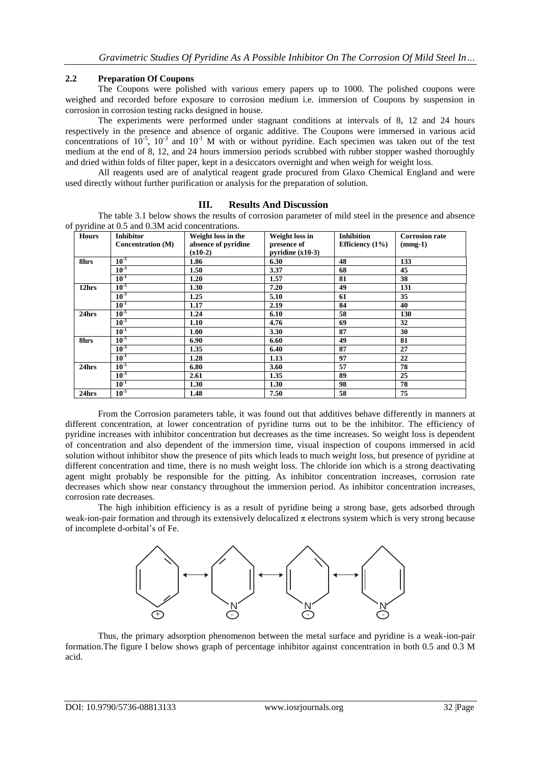### 2.2 Preparation Of Coupons

The Coupons were polished with various emery papers up to 1000. The polished coupons were weighed and recorded before exposure to corrosion medium i.e. immersion of Coupons by suspension in corrosion in corrosion testing racks designed in house.

The experiments were performed under stagnant conditions at intervals of 8, 12 and 24 hours respectively in the presence and absence of organic additive. The Coupons were immersed in various acid concentrations of $10^{-5}$, $10^{-3}$ and $10^{-1}$ M with or without pyridine. Each specimen was taken out of the test medium at the end of 8, 12, and 24 hours immersion periods scrubbed with rubber stopper washed thoroughly and dried within folds of filter paper, kept in a desiccators overnight and when weigh for weight loss.

All reagents used are of analytical reagent grade procured from Glaxo Chemical England and were used directly without further purification or analysis for the preparation of solution.

## III. Results And Discussion

The table 3.1 below shows the results of corrosion parameter of mild steel in the presence and absence of pyridine at 0.5 and 0.3M acid concentrations.

| Hours | Inhibitor Concentration (M) | Weight loss in the absence of pyridine (x10-2) | Weight loss in presence of pyridine (x10-3) | Inhibition Efficiency (1%) | Corrosion rate (mmg-1) |
|---|---|---|---|---|---|
| 8hrs | $10^{-5}$ | 1.86 | 6.30 | 48 | 133 |
| | $10^{-3}$ | 1.50 | 3.37 | 68 | 45 |
| | $10^{-1}$ | 1.20 | 1.57 | 81 | 38 |
| 12hrs | $10^{-5}$ | 1.30 | 7.20 | 49 | 131 |
| | $10^{-3}$ | 1.25 | 5.10 | 61 | 35 |
| | $10^{-1}$ | 1.17 | 2.19 | 84 | 40 |
| 24hrs | $10^{-5}$ | 1.24 | 6.10 | 58 | 130 |
| | $10^{-3}$ | 1.10 | 4.76 | 69 | 32 |
| | $10^{-1}$ | 1.00 | 3.30 | 87 | 30 |
| 8hrs | $10^{-5}$ | 6.90 | 6.60 | 49 | 81 |
| | $10^{-3}$ | 1.35 | 6.40 | 87 | 27 |
| | $10^{-1}$ | 1.28 | 1.13 | 97 | 22 |
| 24hrs | $10^{-5}$ | 6.80 | 3.60 | 57 | 78 |
| | $10^{-3}$ | 2.61 | 1.35 | 89 | 25 |
| | $10^{-1}$ | 1.30 | 1.30 | 98 | 78 |
| 24hrs | $10^{-5}$ | 1.48 | 7.50 | 58 | 75 |

From the Corrosion parameters table, it was found out that additives behave differently in manners at different concentration, at lower concentration of pyridine turns out to be the inhibitor. The efficiency of pyridine increases with inhibitor concentration but decreases as the time increases. So weight loss is dependent of concentration and also dependent of the immersion time, visual inspection of coupons immersed in acid solution without inhibitor show the presence of pits which leads to much weight loss, but presence of pyridine at different concentration and time, there is no mush weight loss. The chloride ion which is a strong deactivating agent might probably be responsible for the pitting. As inhibitor concentration increases, corrosion rate decreases which show near constancy throughout the immersion period. As inhibitor concentration increases, corrosion rate decreases.

The high inhibition efficiency is as a result of pyridine being a strong base, gets adsorbed through weak-ion-pair formation and through its extensively delocalized π electrons system which is very strong because of incomplete d-orbital's of Fe.

Thus, the primary adsorption phenomenon between the metal surface and pyridine is a weak-ion-pair formation.The figure I below shows graph of percentage inhibitor against concentration in both 0.5 and 0.3 M acid.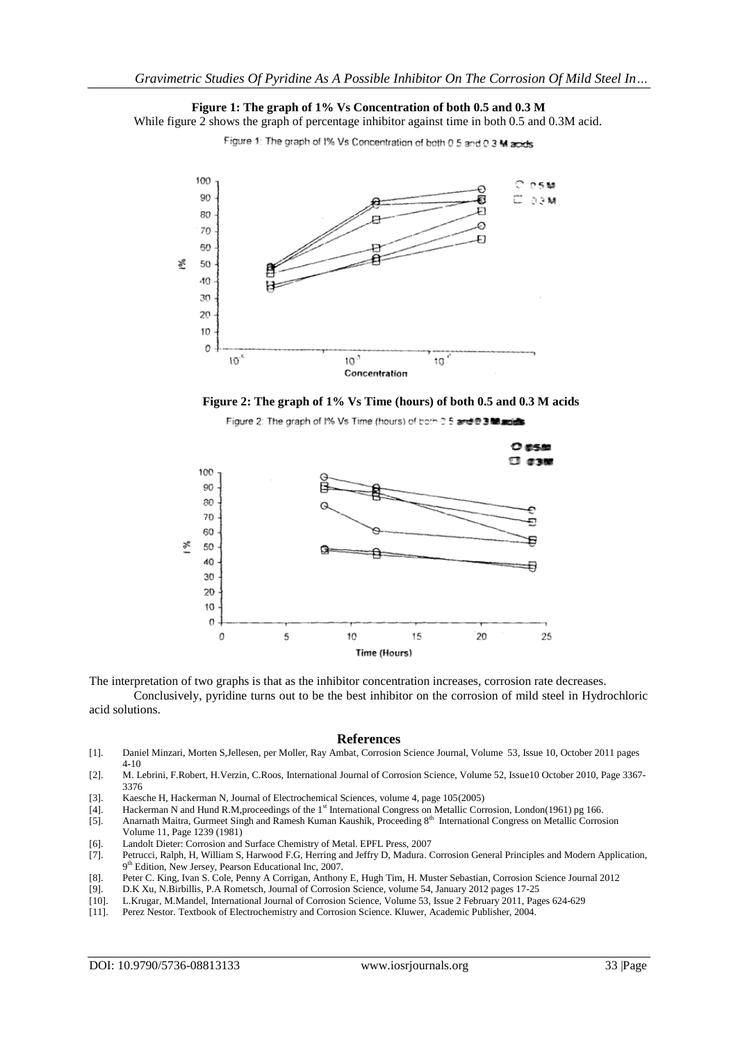**Figure 1: The graph of 1% Vs Concentration of both 0.5 and 0.3 M**

While figure 2 shows the graph of percentage inhibitor against time in both 0.5 and 0.3M acid.

Figure 1: The graph of I% Vs Concentration of both 0.5 and 0.3 M acids

100
90
80
70
60
50
40
30
20
10
0
I%
$10^{-5}$
$10^{-3}$
$10^{-1}$
Concentration
0.5 M
0.3 M

**Figure 2: The graph of 1% Vs Time (hours) of both 0.5 and 0.3 M acids**

Figure 2: The graph of I% Vs Time (hours) of both 0.5 and 0.3 M acids

0.5M
0.3M
100
90
80
70
60
50
40
30
20
10
0
I %
0
5
10
15
20
25
Time (Hours)

The interpretation of two graphs is that as the inhibitor concentration increases, corrosion rate decreases.

Conclusively, pyridine turns out to be the best inhibitor on the corrosion of mild steel in Hydrochloric acid solutions.

## References

[1]. Daniel Minzari, Morten S,Jellesen, per Moller, Ray Ambat, Corrosion Science Journal, Volume 53, Issue 10, October 2011 pages 4-10

[2]. M. Lebrini, F.Robert, H.Verzin, C.Roos, International Journal of Corrosion Science, Volume 52, Issue10 October 2010, Page 3367-3376

[3]. Kaesche H, Hackerman N, Journal of Electrochemical Sciences, volume 4, page 105(2005)

[4]. Hackerman N and Hund R.M,proceedings of the 1st International Congress on Metallic Corrosion, London(1961) pg 166.

[5]. Anarnath Maitra, Gurmeet Singh and Ramesh Kuman Kaushik, Proceeding 8th International Congress on Metallic Corrosion Volume 11, Page 1239 (1981)

[6]. Landolt Dieter: Corrosion and Surface Chemistry of Metal. EPFL Press, 2007

[7]. Petrucci, Ralph, H, William S, Harwood F.G, Herring and Jeffry D, Madura. Corrosion General Principles and Modern Application, 9th Edition, New Jersey, Pearson Educational Inc, 2007.

[8]. Peter C. King, Ivan S. Cole, Penny A Corrigan, Anthony E, Hugh Tim, H. Muster Sebastian, Corrosion Science Journal 2012

[9]. D.K Xu, N.Birbillis, P.A Rometsch, Journal of Corrosion Science, volume 54, January 2012 pages 17-25

[10]. L.Krugar, M.Mandel, International Journal of Corrosion Science, Volume 53, Issue 2 February 2011, Pages 624-629

[11]. Perez Nestor. Textbook of Electrochemistry and Corrosion Science. Kluwer, Academic Publisher, 2004.